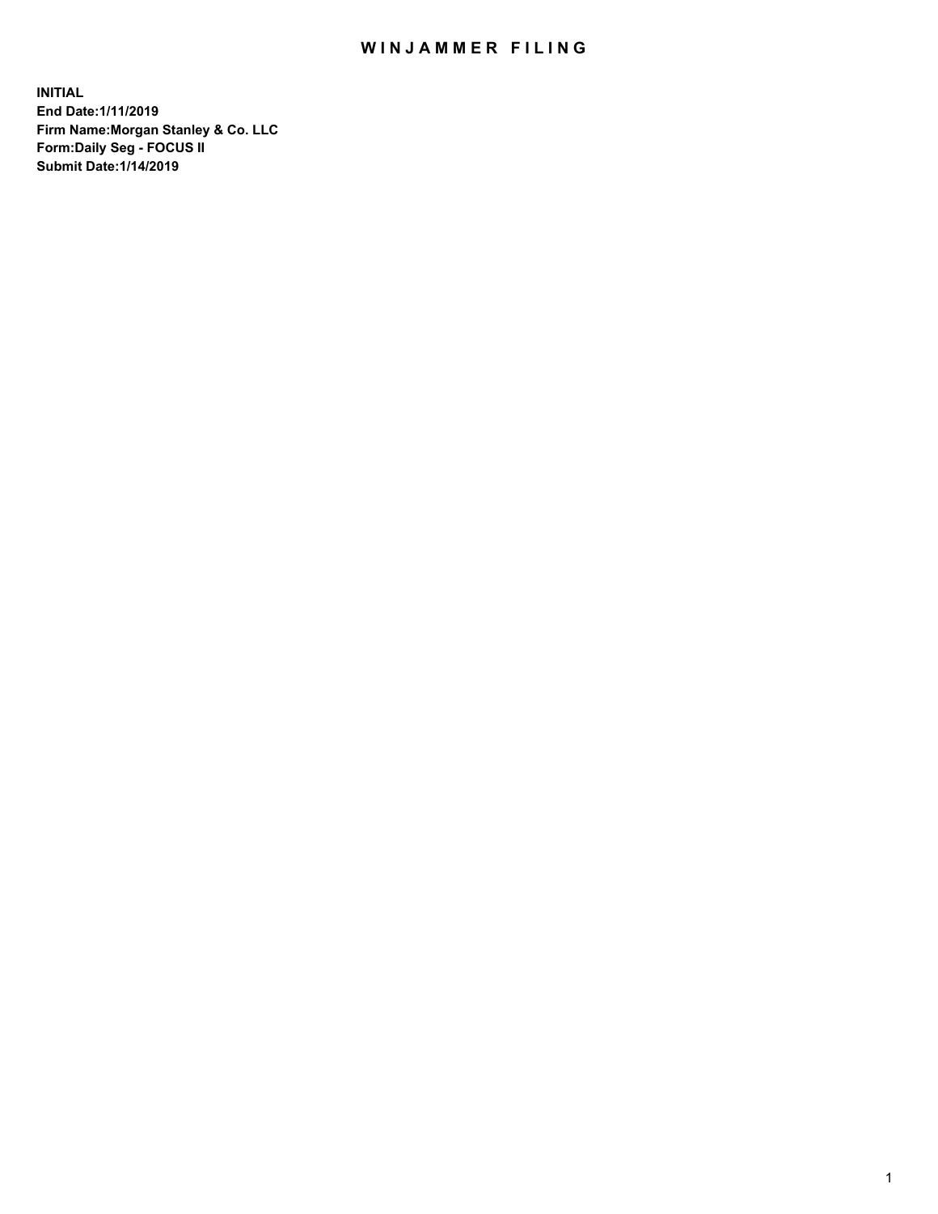# WINJAMMER FILING

**INITIAL**
**End Date:1/11/2019**
**Firm Name:Morgan Stanley & Co. LLC**
**Form:Daily Seg - FOCUS II**
**Submit Date:1/14/2019**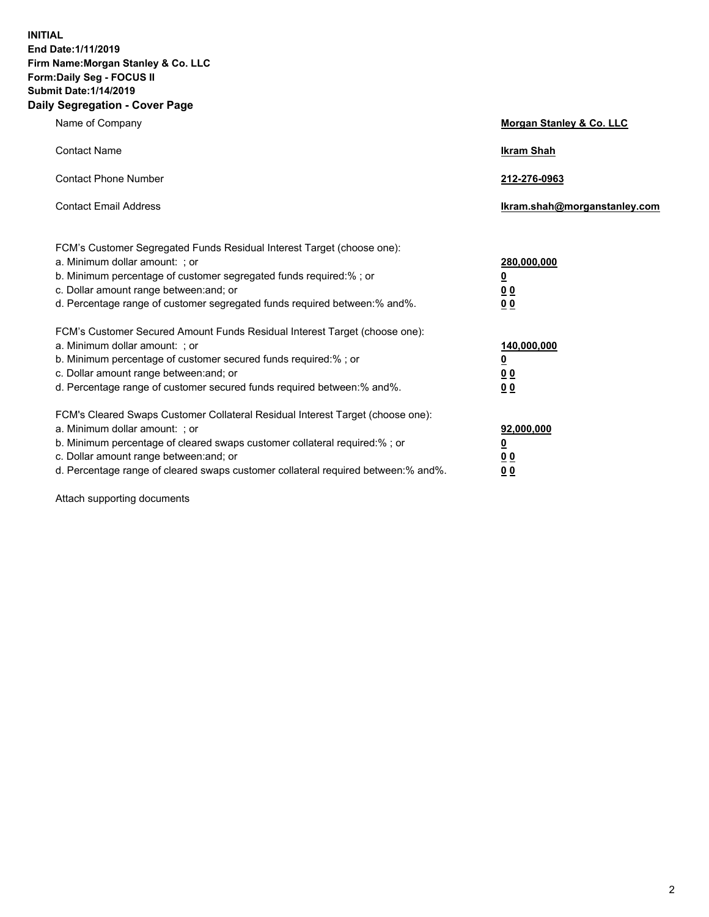**INITIAL**
**End Date:1/11/2019**
**Firm Name:Morgan Stanley & Co. LLC**
**Form:Daily Seg - FOCUS II**
**Submit Date:1/14/2019**

## Daily Segregation - Cover Page

| | |
|---|---|
| Name of Company | **Morgan Stanley & Co. LLC** |
| Contact Name | **Ikram Shah** |
| Contact Phone Number | **212-276-0963** |
| Contact Email Address | **Ikram.shah@morganstanley.com** |

| | |
|---|---|
| FCM's Customer Segregated Funds Residual Interest Target (choose one): | |
| a. Minimum dollar amount: ; or | **280,000,000** |
| b. Minimum percentage of customer segregated funds required:% ; or | **0** |
| c. Dollar amount range between:and; or | **0 0** |
| d. Percentage range of customer segregated funds required between:% and%. | **0 0** |
| FCM's Customer Secured Amount Funds Residual Interest Target (choose one): | |
| a. Minimum dollar amount: ; or | **140,000,000** |
| b. Minimum percentage of customer secured funds required:% ; or | **0** |
| c. Dollar amount range between:and; or | **0 0** |
| d. Percentage range of customer secured funds required between:% and%. | **0 0** |
| FCM's Cleared Swaps Customer Collateral Residual Interest Target (choose one): | |
| a. Minimum dollar amount: ; or | **92,000,000** |
| b. Minimum percentage of cleared swaps customer collateral required:% ; or | **0** |
| c. Dollar amount range between:and; or | **0 0** |
| d. Percentage range of cleared swaps customer collateral required between:% and%. | **0 0** |

Attach supporting documents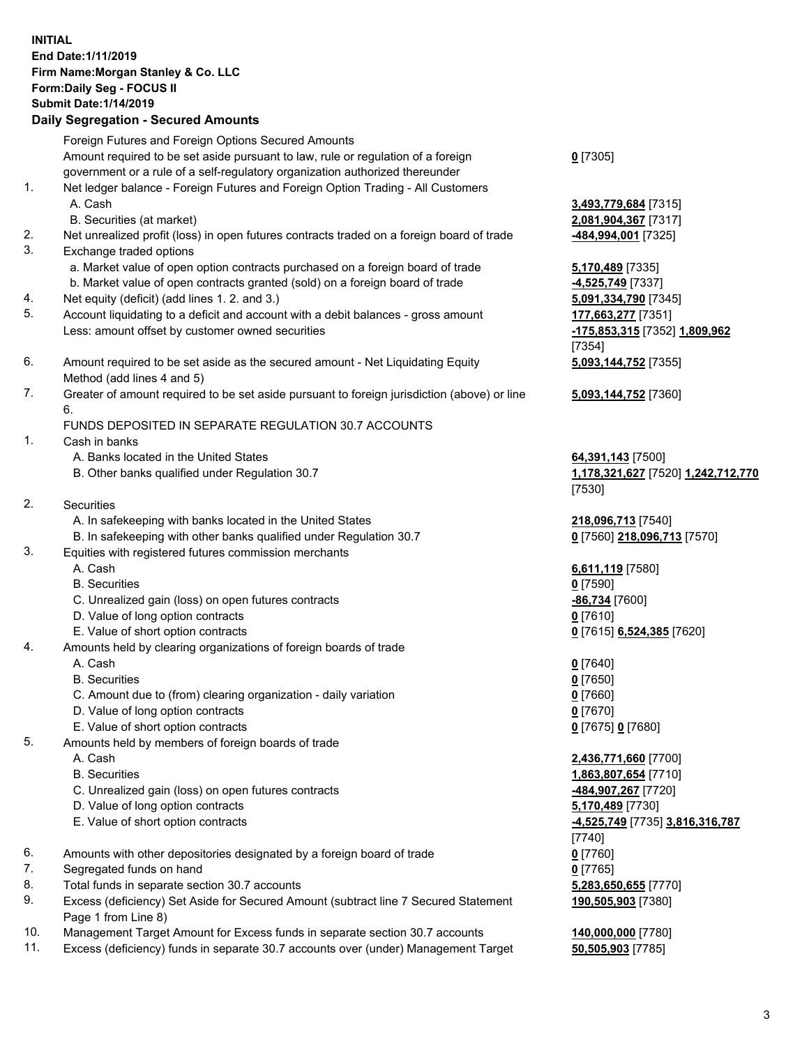**INITIAL**
**End Date:1/11/2019**
**Firm Name:Morgan Stanley & Co. LLC**
**Form:Daily Seg - FOCUS II**
**Submit Date:1/14/2019**

## Daily Segregation - Secured Amounts

| | | |
|---|---|---|
| | Foreign Futures and Foreign Options Secured Amounts | |
| | Amount required to be set aside pursuant to law, rule or regulation of a foreign government or a rule of a self-regulatory organization authorized thereunder | **0** [7305] |
| 1. | Net ledger balance - Foreign Futures and Foreign Option Trading - All Customers | |
| | A. Cash | **3,493,779,684** [7315] |
| | B. Securities (at market) | **2,081,904,367** [7317] |
| 2. | Net unrealized profit (loss) in open futures contracts traded on a foreign board of trade | **-484,994,001** [7325] |
| 3. | Exchange traded options | |
| | a. Market value of open option contracts purchased on a foreign board of trade | **5,170,489** [7335] |
| | b. Market value of open contracts granted (sold) on a foreign board of trade | **-4,525,749** [7337] |
| 4. | Net equity (deficit) (add lines 1. 2. and 3.) | **5,091,334,790** [7345] |
| 5. | Account liquidating to a deficit and account with a debit balances - gross amount | **177,663,277** [7351] |
| | Less: amount offset by customer owned securities | **-175,853,315** [7352] **1,809,962** [7354] |
| 6. | Amount required to be set aside as the secured amount - Net Liquidating Equity Method (add lines 4 and 5) | **5,093,144,752** [7355] |
| 7. | Greater of amount required to be set aside pursuant to foreign jurisdiction (above) or line 6. | **5,093,144,752** [7360] |
| | FUNDS DEPOSITED IN SEPARATE REGULATION 30.7 ACCOUNTS | |
| 1. | Cash in banks | |
| | A. Banks located in the United States | **64,391,143** [7500] |
| | B. Other banks qualified under Regulation 30.7 | **1,178,321,627** [7520] **1,242,712,770** [7530] |
| 2. | Securities | |
| | A. In safekeeping with banks located in the United States | **218,096,713** [7540] |
| | B. In safekeeping with other banks qualified under Regulation 30.7 | **0** [7560] **218,096,713** [7570] |
| 3. | Equities with registered futures commission merchants | |
| | A. Cash | **6,611,119** [7580] |
| | B. Securities | **0** [7590] |
| | C. Unrealized gain (loss) on open futures contracts | **-86,734** [7600] |
| | D. Value of long option contracts | **0** [7610] |
| | E. Value of short option contracts | **0** [7615] **6,524,385** [7620] |
| 4. | Amounts held by clearing organizations of foreign boards of trade | |
| | A. Cash | **0** [7640] |
| | B. Securities | **0** [7650] |
| | C. Amount due to (from) clearing organization - daily variation | **0** [7660] |
| | D. Value of long option contracts | **0** [7670] |
| | E. Value of short option contracts | **0** [7675] **0** [7680] |
| 5. | Amounts held by members of foreign boards of trade | |
| | A. Cash | **2,436,771,660** [7700] |
| | B. Securities | **1,863,807,654** [7710] |
| | C. Unrealized gain (loss) on open futures contracts | **-484,907,267** [7720] |
| | D. Value of long option contracts | **5,170,489** [7730] |
| | E. Value of short option contracts | **-4,525,749** [7735] **3,816,316,787** [7740] |
| 6. | Amounts with other depositories designated by a foreign board of trade | **0** [7760] |
| 7. | Segregated funds on hand | **0** [7765] |
| 8. | Total funds in separate section 30.7 accounts | **5,283,650,655** [7770] |
| 9. | Excess (deficiency) Set Aside for Secured Amount (subtract line 7 Secured Statement Page 1 from Line 8) | **190,505,903** [7380] |
| 10. | Management Target Amount for Excess funds in separate section 30.7 accounts | **140,000,000** [7780] |
| 11. | Excess (deficiency) funds in separate 30.7 accounts over (under) Management Target | **50,505,903** [7785] |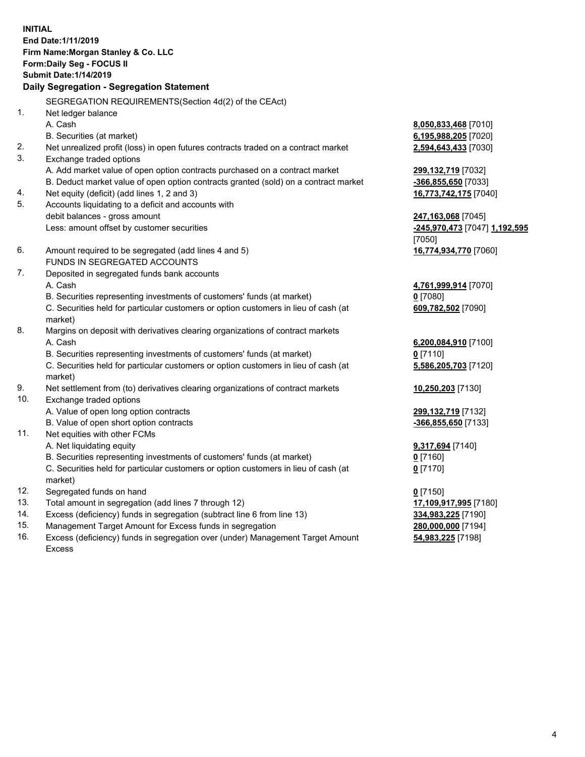**INITIAL**
**End Date:1/11/2019**
**Firm Name:Morgan Stanley & Co. LLC**
**Form:Daily Seg - FOCUS II**
**Submit Date:1/14/2019**

**Daily Segregation - Segregation Statement**

SEGREGATION REQUIREMENTS(Section 4d(2) of the CEAct)

| | | |
|---|---|---|
| 1. | Net ledger balance | |
| | A. Cash | **8,050,833,468** [7010] |
| | B. Securities (at market) | **6,195,988,205** [7020] |
| 2. | Net unrealized profit (loss) in open futures contracts traded on a contract market | **2,594,643,433** [7030] |
| 3. | Exchange traded options | |
| | A. Add market value of open option contracts purchased on a contract market | **299,132,719** [7032] |
| | B. Deduct market value of open option contracts granted (sold) on a contract market | **-366,855,650** [7033] |
| 4. | Net equity (deficit) (add lines 1, 2 and 3) | **16,773,742,175** [7040] |
| 5. | Accounts liquidating to a deficit and accounts with debit balances - gross amount | **247,163,068** [7045] |
| | Less: amount offset by customer securities | **-245,970,473** [7047] **1,192,595** [7050] |
| 6. | Amount required to be segregated (add lines 4 and 5) | **16,774,934,770** [7060] |
| | FUNDS IN SEGREGATED ACCOUNTS | |
| 7. | Deposited in segregated funds bank accounts | |
| | A. Cash | **4,761,999,914** [7070] |
| | B. Securities representing investments of customers' funds (at market) | **0** [7080] |
| | C. Securities held for particular customers or option customers in lieu of cash (at market) | **609,782,502** [7090] |
| 8. | Margins on deposit with derivatives clearing organizations of contract markets | |
| | A. Cash | **6,200,084,910** [7100] |
| | B. Securities representing investments of customers' funds (at market) | **0** [7110] |
| | C. Securities held for particular customers or option customers in lieu of cash (at market) | **5,586,205,703** [7120] |
| 9. | Net settlement from (to) derivatives clearing organizations of contract markets | **10,250,203** [7130] |
| 10. | Exchange traded options | |
| | A. Value of open long option contracts | **299,132,719** [7132] |
| | B. Value of open short option contracts | **-366,855,650** [7133] |
| 11. | Net equities with other FCMs | |
| | A. Net liquidating equity | **9,317,694** [7140] |
| | B. Securities representing investments of customers' funds (at market) | **0** [7160] |
| | C. Securities held for particular customers or option customers in lieu of cash (at market) | **0** [7170] |
| 12. | Segregated funds on hand | **0** [7150] |
| 13. | Total amount in segregation (add lines 7 through 12) | **17,109,917,995** [7180] |
| 14. | Excess (deficiency) funds in segregation (subtract line 6 from line 13) | **334,983,225** [7190] |
| 15. | Management Target Amount for Excess funds in segregation | **280,000,000** [7194] |
| 16. | Excess (deficiency) funds in segregation over (under) Management Target Amount Excess | **54,983,225** [7198] |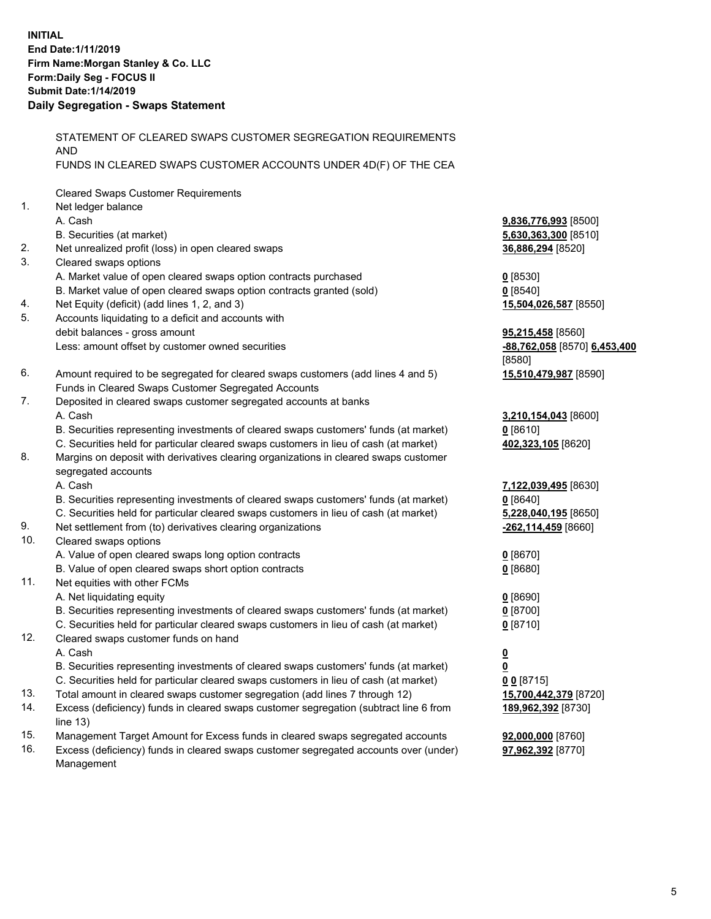**INITIAL**
**End Date:1/11/2019**
**Firm Name:Morgan Stanley & Co. LLC**
**Form:Daily Seg - FOCUS II**
**Submit Date:1/14/2019**
**Daily Segregation - Swaps Statement**

STATEMENT OF CLEARED SWAPS CUSTOMER SEGREGATION REQUIREMENTS AND FUNDS IN CLEARED SWAPS CUSTOMER ACCOUNTS UNDER 4D(F) OF THE CEA

| | | |
|---|---|---|
| | Cleared Swaps Customer Requirements | |
| 1. | Net ledger balance | |
| | A. Cash | **9,836,776,993** [8500] |
| | B. Securities (at market) | **5,630,363,300** [8510] |
| 2. | Net unrealized profit (loss) in open cleared swaps | **36,886,294** [8520] |
| 3. | Cleared swaps options | |
| | A. Market value of open cleared swaps option contracts purchased | **0** [8530] |
| | B. Market value of open cleared swaps option contracts granted (sold) | **0** [8540] |
| 4. | Net Equity (deficit) (add lines 1, 2, and 3) | **15,504,026,587** [8550] |
| 5. | Accounts liquidating to a deficit and accounts with debit balances - gross amount | **95,215,458** [8560] |
| | Less: amount offset by customer owned securities | **-88,762,058** [8570] **6,453,400** [8580] |
| 6. | Amount required to be segregated for cleared swaps customers (add lines 4 and 5) | **15,510,479,987** [8590] |
| | Funds in Cleared Swaps Customer Segregated Accounts | |
| 7. | Deposited in cleared swaps customer segregated accounts at banks | |
| | A. Cash | **3,210,154,043** [8600] |
| | B. Securities representing investments of cleared swaps customers' funds (at market) | **0** [8610] |
| | C. Securities held for particular cleared swaps customers in lieu of cash (at market) | **402,323,105** [8620] |
| 8. | Margins on deposit with derivatives clearing organizations in cleared swaps customer segregated accounts | |
| | A. Cash | **7,122,039,495** [8630] |
| | B. Securities representing investments of cleared swaps customers' funds (at market) | **0** [8640] |
| | C. Securities held for particular cleared swaps customers in lieu of cash (at market) | **5,228,040,195** [8650] |
| 9. | Net settlement from (to) derivatives clearing organizations | **-262,114,459** [8660] |
| 10. | Cleared swaps options | |
| | A. Value of open cleared swaps long option contracts | **0** [8670] |
| | B. Value of open cleared swaps short option contracts | **0** [8680] |
| 11. | Net equities with other FCMs | |
| | A. Net liquidating equity | **0** [8690] |
| | B. Securities representing investments of cleared swaps customers' funds (at market) | **0** [8700] |
| | C. Securities held for particular cleared swaps customers in lieu of cash (at market) | **0** [8710] |
| 12. | Cleared swaps customer funds on hand | |
| | A. Cash | **0** |
| | B. Securities representing investments of cleared swaps customers' funds (at market) | **0** |
| | C. Securities held for particular cleared swaps customers in lieu of cash (at market) | **0** **0** [8715] |
| 13. | Total amount in cleared swaps customer segregation (add lines 7 through 12) | **15,700,442,379** [8720] |
| 14. | Excess (deficiency) funds in cleared swaps customer segregation (subtract line 6 from line 13) | **189,962,392** [8730] |
| 15. | Management Target Amount for Excess funds in cleared swaps segregated accounts | **92,000,000** [8760] |
| 16. | Excess (deficiency) funds in cleared swaps customer segregated accounts over (under) Management | **97,962,392** [8770] |